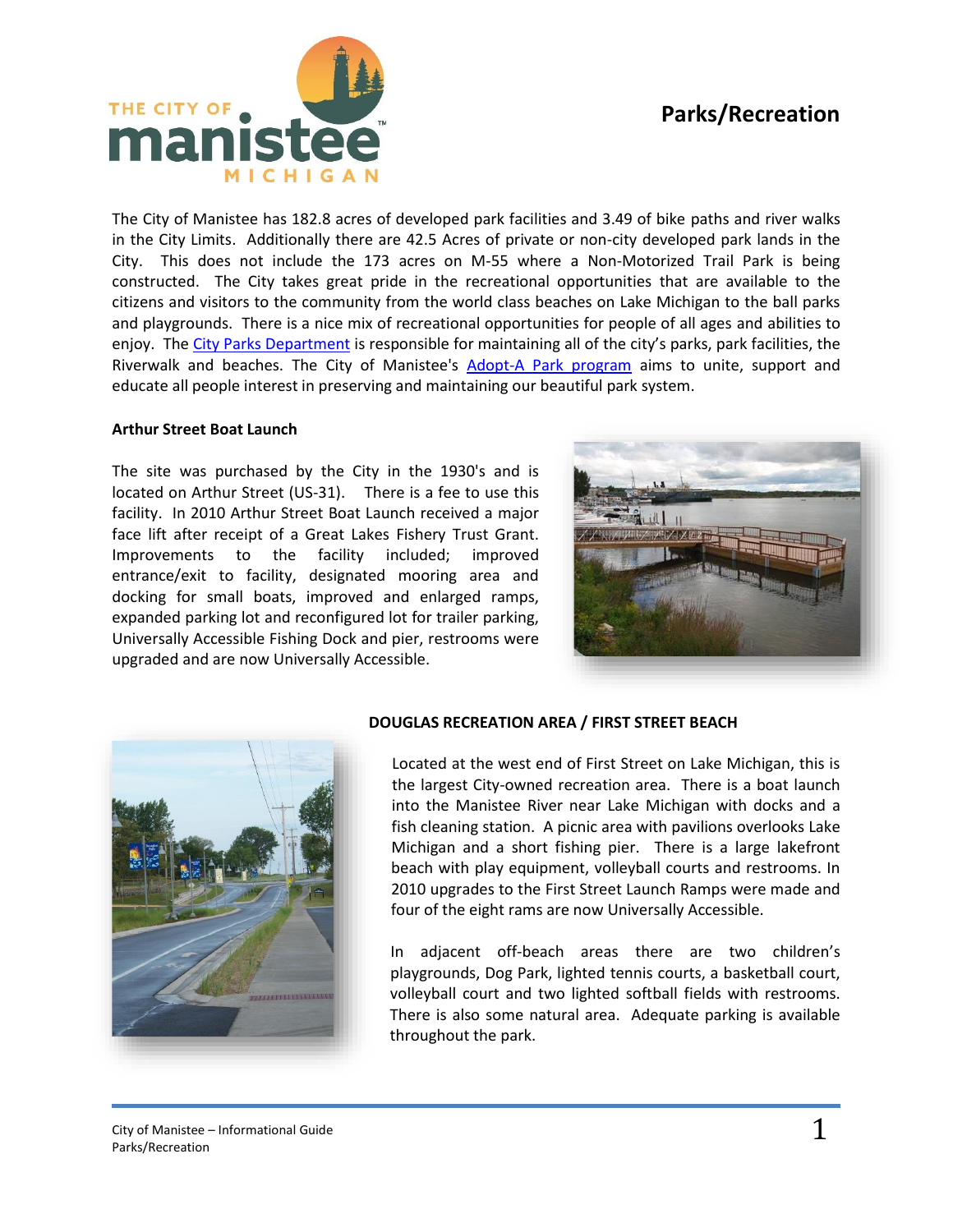# Parks/Recreation

The City of Manistee has 182.8 acres of developed park facilities and 3.49 of bike paths and river walks in the City Limits. Additionally there are 42.5 Acres of private or non-city developed park lands in the City. This does not include the 173 acres on M-55 where a Non-Motorized Trail Park is being constructed. The City takes great pride in the recreational opportunities that are available to the citizens and visitors to the community from the world class beaches on Lake Michigan to the ball parks and playgrounds. There is a nice mix of recreational opportunities for people of all ages and abilities to enjoy. The City Parks Department is responsible for maintaining all of the city's parks, park facilities, the Riverwalk and beaches. The City of Manistee's Adopt-A Park program aims to unite, support and educate all people interest in preserving and maintaining our beautiful park system.

**Arthur Street Boat Launch**

The site was purchased by the City in the 1930's and is located on Arthur Street (US-31). There is a fee to use this facility. In 2010 Arthur Street Boat Launch received a major face lift after receipt of a Great Lakes Fishery Trust Grant. Improvements to the facility included; improved entrance/exit to facility, designated mooring area and docking for small boats, improved and enlarged ramps, expanded parking lot and reconfigured lot for trailer parking, Universally Accessible Fishing Dock and pier, restrooms were upgraded and are now Universally Accessible.

**DOUGLAS RECREATION AREA / FIRST STREET BEACH**

Located at the west end of First Street on Lake Michigan, this is the largest City-owned recreation area. There is a boat launch into the Manistee River near Lake Michigan with docks and a fish cleaning station. A picnic area with pavilions overlooks Lake Michigan and a short fishing pier. There is a large lakefront beach with play equipment, volleyball courts and restrooms. In 2010 upgrades to the First Street Launch Ramps were made and four of the eight rams are now Universally Accessible.

In adjacent off-beach areas there are two children's playgrounds, Dog Park, lighted tennis courts, a basketball court, volleyball court and two lighted softball fields with restrooms. There is also some natural area. Adequate parking is available throughout the park.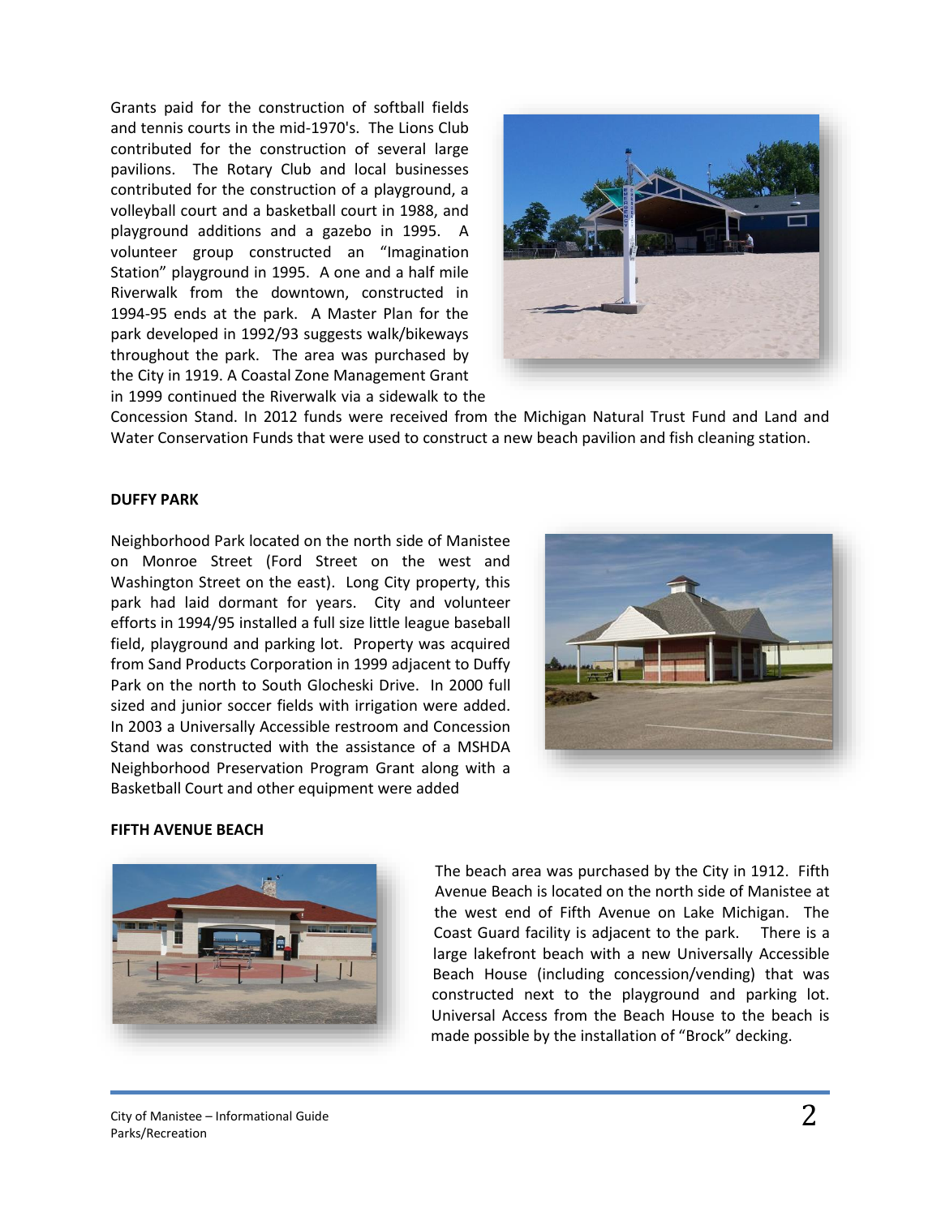Grants paid for the construction of softball fields and tennis courts in the mid-1970's. The Lions Club contributed for the construction of several large pavilions. The Rotary Club and local businesses contributed for the construction of a playground, a volleyball court and a basketball court in 1988, and playground additions and a gazebo in 1995. A volunteer group constructed an "Imagination Station" playground in 1995. A one and a half mile Riverwalk from the downtown, constructed in 1994-95 ends at the park. A Master Plan for the park developed in 1992/93 suggests walk/bikeways throughout the park. The area was purchased by the City in 1919. A Coastal Zone Management Grant in 1999 continued the Riverwalk via a sidewalk to the Concession Stand. In 2012 funds were received from the Michigan Natural Trust Fund and Land and Water Conservation Funds that were used to construct a new beach pavilion and fish cleaning station.

**DUFFY PARK**

Neighborhood Park located on the north side of Manistee on Monroe Street (Ford Street on the west and Washington Street on the east). Long City property, this park had laid dormant for years. City and volunteer efforts in 1994/95 installed a full size little league baseball field, playground and parking lot. Property was acquired from Sand Products Corporation in 1999 adjacent to Duffy Park on the north to South Glocheski Drive. In 2000 full sized and junior soccer fields with irrigation were added. In 2003 a Universally Accessible restroom and Concession Stand was constructed with the assistance of a MSHDA Neighborhood Preservation Program Grant along with a Basketball Court and other equipment were added

**FIFTH AVENUE BEACH**

The beach area was purchased by the City in 1912. Fifth Avenue Beach is located on the north side of Manistee at the west end of Fifth Avenue on Lake Michigan. The Coast Guard facility is adjacent to the park. There is a large lakefront beach with a new Universally Accessible Beach House (including concession/vending) that was constructed next to the playground and parking lot. Universal Access from the Beach House to the beach is made possible by the installation of "Brock" decking.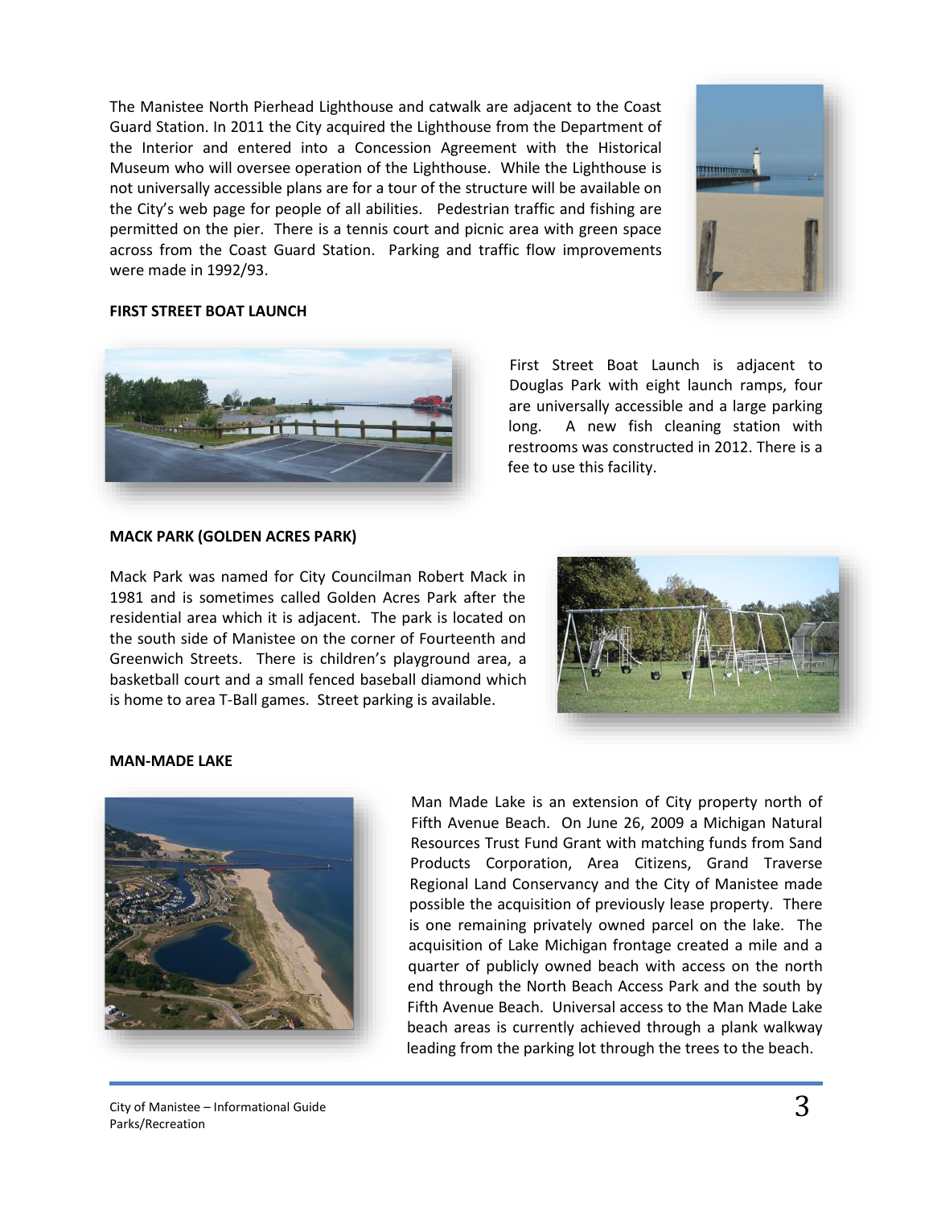The Manistee North Pierhead Lighthouse and catwalk are adjacent to the Coast Guard Station. In 2011 the City acquired the Lighthouse from the Department of the Interior and entered into a Concession Agreement with the Historical Museum who will oversee operation of the Lighthouse. While the Lighthouse is not universally accessible plans are for a tour of the structure will be available on the City's web page for people of all abilities. Pedestrian traffic and fishing are permitted on the pier. There is a tennis court and picnic area with green space across from the Coast Guard Station. Parking and traffic flow improvements were made in 1992/93.

**FIRST STREET BOAT LAUNCH**

First Street Boat Launch is adjacent to Douglas Park with eight launch ramps, four are universally accessible and a large parking long. A new fish cleaning station with restrooms was constructed in 2012. There is a fee to use this facility.

**MACK PARK (GOLDEN ACRES PARK)**

Mack Park was named for City Councilman Robert Mack in 1981 and is sometimes called Golden Acres Park after the residential area which it is adjacent. The park is located on the south side of Manistee on the corner of Fourteenth and Greenwich Streets. There is children's playground area, a basketball court and a small fenced baseball diamond which is home to area T-Ball games. Street parking is available.

**MAN-MADE LAKE**

Man Made Lake is an extension of City property north of Fifth Avenue Beach. On June 26, 2009 a Michigan Natural Resources Trust Fund Grant with matching funds from Sand Products Corporation, Area Citizens, Grand Traverse Regional Land Conservancy and the City of Manistee made possible the acquisition of previously lease property. There is one remaining privately owned parcel on the lake. The acquisition of Lake Michigan frontage created a mile and a quarter of publicly owned beach with access on the north end through the North Beach Access Park and the south by Fifth Avenue Beach. Universal access to the Man Made Lake beach areas is currently achieved through a plank walkway leading from the parking lot through the trees to the beach.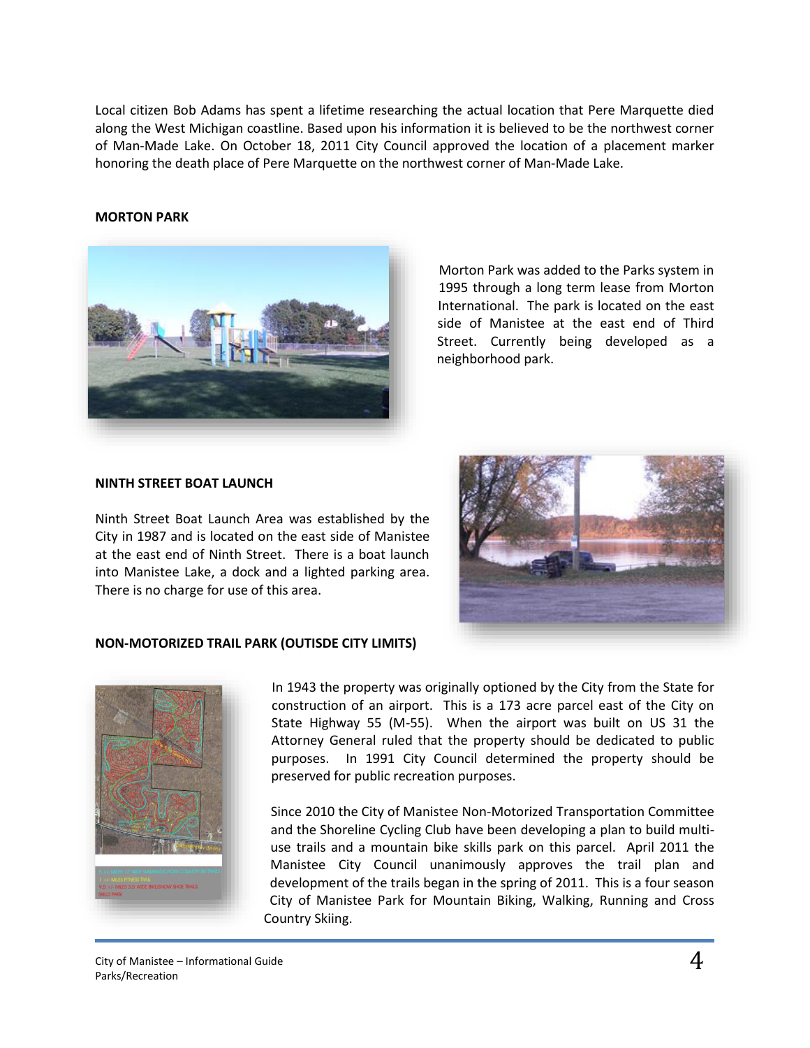Local citizen Bob Adams has spent a lifetime researching the actual location that Pere Marquette died along the West Michigan coastline. Based upon his information it is believed to be the northwest corner of Man-Made Lake. On October 18, 2011 City Council approved the location of a placement marker honoring the death place of Pere Marquette on the northwest corner of Man-Made Lake.

**MORTON PARK**

Morton Park was added to the Parks system in 1995 through a long term lease from Morton International. The park is located on the east side of Manistee at the east end of Third Street. Currently being developed as a neighborhood park.

**NINTH STREET BOAT LAUNCH**

Ninth Street Boat Launch Area was established by the City in 1987 and is located on the east side of Manistee at the east end of Ninth Street. There is a boat launch into Manistee Lake, a dock and a lighted parking area. There is no charge for use of this area.

**NON-MOTORIZED TRAIL PARK (OUTISDE CITY LIMITS)**

In 1943 the property was originally optioned by the City from the State for construction of an airport. This is a 173 acre parcel east of the City on State Highway 55 (M-55). When the airport was built on US 31 the Attorney General ruled that the property should be dedicated to public purposes. In 1991 City Council determined the property should be preserved for public recreation purposes.

Since 2010 the City of Manistee Non-Motorized Transportation Committee and the Shoreline Cycling Club have been developing a plan to build multi-use trails and a mountain bike skills park on this parcel. April 2011 the Manistee City Council unanimously approves the trail plan and development of the trails began in the spring of 2011. This is a four season City of Manistee Park for Mountain Biking, Walking, Running and Cross Country Skiing.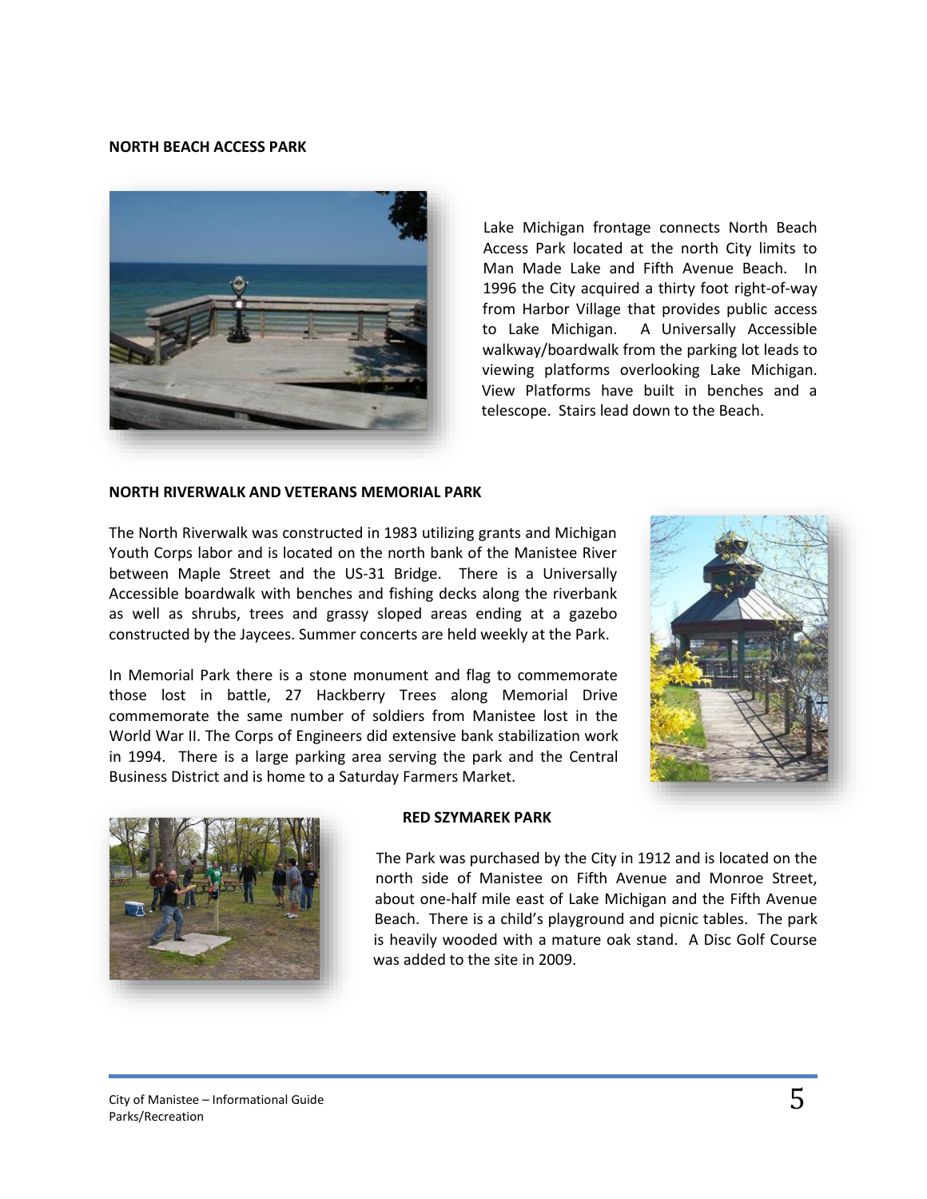**NORTH BEACH ACCESS PARK**

Lake Michigan frontage connects North Beach Access Park located at the north City limits to Man Made Lake and Fifth Avenue Beach. In 1996 the City acquired a thirty foot right-of-way from Harbor Village that provides public access to Lake Michigan. A Universally Accessible walkway/boardwalk from the parking lot leads to viewing platforms overlooking Lake Michigan. View Platforms have built in benches and a telescope. Stairs lead down to the Beach.

**NORTH RIVERWALK AND VETERANS MEMORIAL PARK**

The North Riverwalk was constructed in 1983 utilizing grants and Michigan Youth Corps labor and is located on the north bank of the Manistee River between Maple Street and the US-31 Bridge. There is a Universally Accessible boardwalk with benches and fishing decks along the riverbank as well as shrubs, trees and grassy sloped areas ending at a gazebo constructed by the Jaycees. Summer concerts are held weekly at the Park.

In Memorial Park there is a stone monument and flag to commemorate those lost in battle, 27 Hackberry Trees along Memorial Drive commemorate the same number of soldiers from Manistee lost in the World War II. The Corps of Engineers did extensive bank stabilization work in 1994. There is a large parking area serving the park and the Central Business District and is home to a Saturday Farmers Market.

**RED SZYMAREK PARK**

The Park was purchased by the City in 1912 and is located on the north side of Manistee on Fifth Avenue and Monroe Street, about one-half mile east of Lake Michigan and the Fifth Avenue Beach. There is a child's playground and picnic tables. The park is heavily wooded with a mature oak stand. A Disc Golf Course was added to the site in 2009.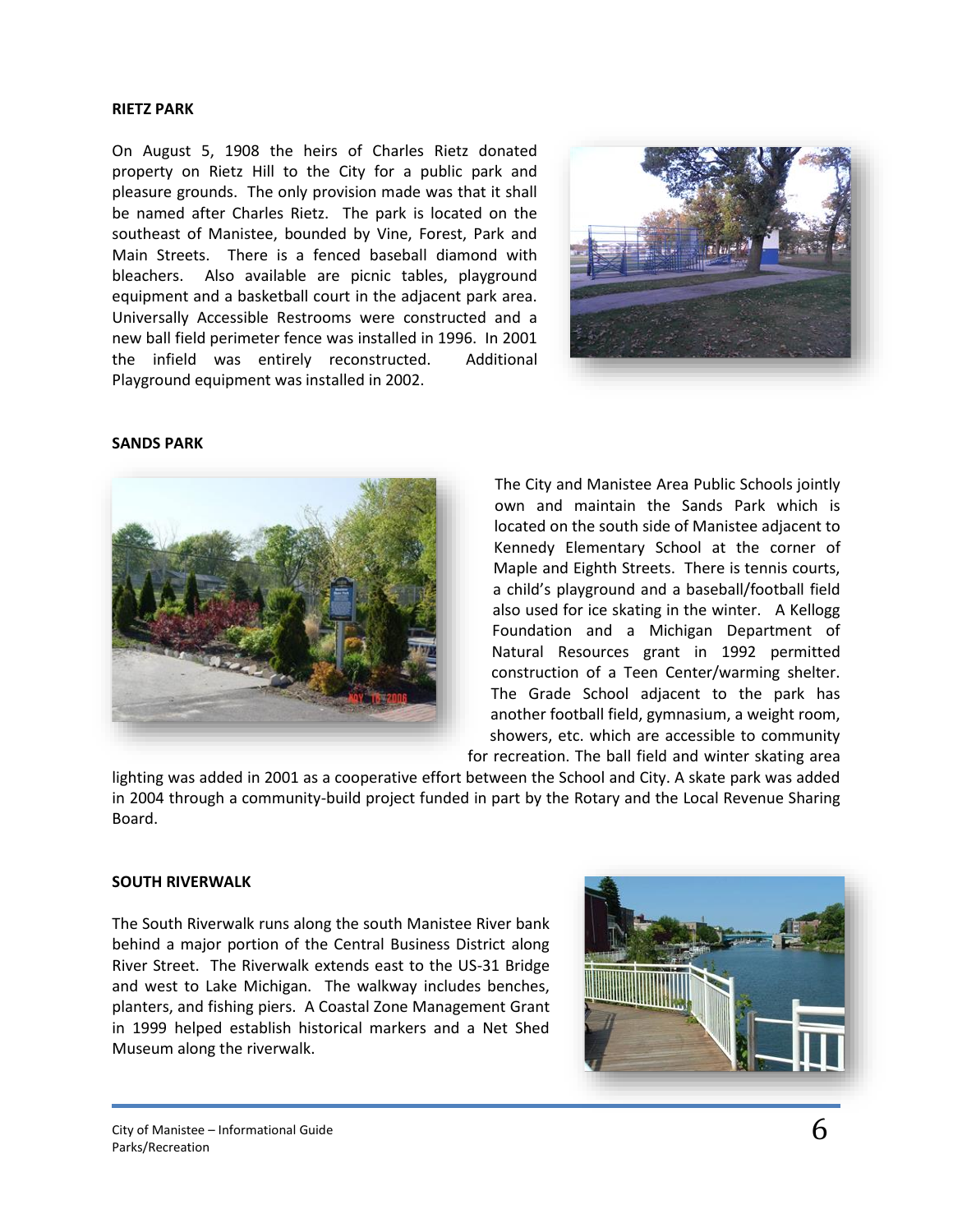**RIETZ PARK**

On August 5, 1908 the heirs of Charles Rietz donated property on Rietz Hill to the City for a public park and pleasure grounds. The only provision made was that it shall be named after Charles Rietz. The park is located on the southeast of Manistee, bounded by Vine, Forest, Park and Main Streets. There is a fenced baseball diamond with bleachers. Also available are picnic tables, playground equipment and a basketball court in the adjacent park area. Universally Accessible Restrooms were constructed and a new ball field perimeter fence was installed in 1996. In 2001 the infield was entirely reconstructed. Additional Playground equipment was installed in 2002.

**SANDS PARK**

The City and Manistee Area Public Schools jointly own and maintain the Sands Park which is located on the south side of Manistee adjacent to Kennedy Elementary School at the corner of Maple and Eighth Streets. There is tennis courts, a child's playground and a baseball/football field also used for ice skating in the winter. A Kellogg Foundation and a Michigan Department of Natural Resources grant in 1992 permitted construction of a Teen Center/warming shelter. The Grade School adjacent to the park has another football field, gymnasium, a weight room, showers, etc. which are accessible to community for recreation. The ball field and winter skating area lighting was added in 2001 as a cooperative effort between the School and City. A skate park was added in 2004 through a community-build project funded in part by the Rotary and the Local Revenue Sharing Board.

**SOUTH RIVERWALK**

The South Riverwalk runs along the south Manistee River bank behind a major portion of the Central Business District along River Street. The Riverwalk extends east to the US-31 Bridge and west to Lake Michigan. The walkway includes benches, planters, and fishing piers. A Coastal Zone Management Grant in 1999 helped establish historical markers and a Net Shed Museum along the riverwalk.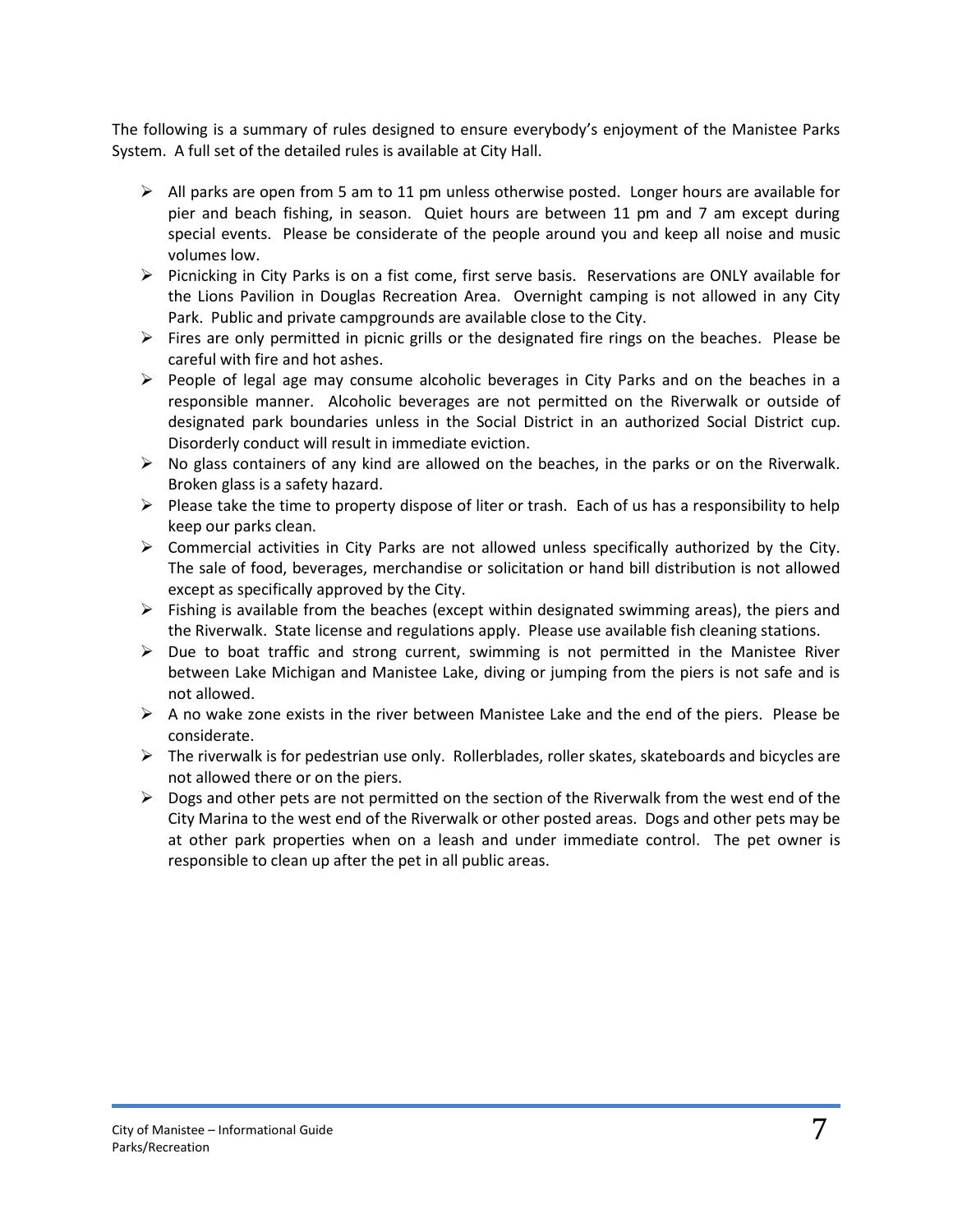The following is a summary of rules designed to ensure everybody's enjoyment of the Manistee Parks System. A full set of the detailed rules is available at City Hall.

- All parks are open from 5 am to 11 pm unless otherwise posted. Longer hours are available for pier and beach fishing, in season. Quiet hours are between 11 pm and 7 am except during special events. Please be considerate of the people around you and keep all noise and music volumes low.
- Picnicking in City Parks is on a fist come, first serve basis. Reservations are ONLY available for the Lions Pavilion in Douglas Recreation Area. Overnight camping is not allowed in any City Park. Public and private campgrounds are available close to the City.
- Fires are only permitted in picnic grills or the designated fire rings on the beaches. Please be careful with fire and hot ashes.
- People of legal age may consume alcoholic beverages in City Parks and on the beaches in a responsible manner. Alcoholic beverages are not permitted on the Riverwalk or outside of designated park boundaries unless in the Social District in an authorized Social District cup. Disorderly conduct will result in immediate eviction.
- No glass containers of any kind are allowed on the beaches, in the parks or on the Riverwalk. Broken glass is a safety hazard.
- Please take the time to property dispose of liter or trash. Each of us has a responsibility to help keep our parks clean.
- Commercial activities in City Parks are not allowed unless specifically authorized by the City. The sale of food, beverages, merchandise or solicitation or hand bill distribution is not allowed except as specifically approved by the City.
- Fishing is available from the beaches (except within designated swimming areas), the piers and the Riverwalk. State license and regulations apply. Please use available fish cleaning stations.
- Due to boat traffic and strong current, swimming is not permitted in the Manistee River between Lake Michigan and Manistee Lake, diving or jumping from the piers is not safe and is not allowed.
- A no wake zone exists in the river between Manistee Lake and the end of the piers. Please be considerate.
- The riverwalk is for pedestrian use only. Rollerblades, roller skates, skateboards and bicycles are not allowed there or on the piers.
- Dogs and other pets are not permitted on the section of the Riverwalk from the west end of the City Marina to the west end of the Riverwalk or other posted areas. Dogs and other pets may be at other park properties when on a leash and under immediate control. The pet owner is responsible to clean up after the pet in all public areas.